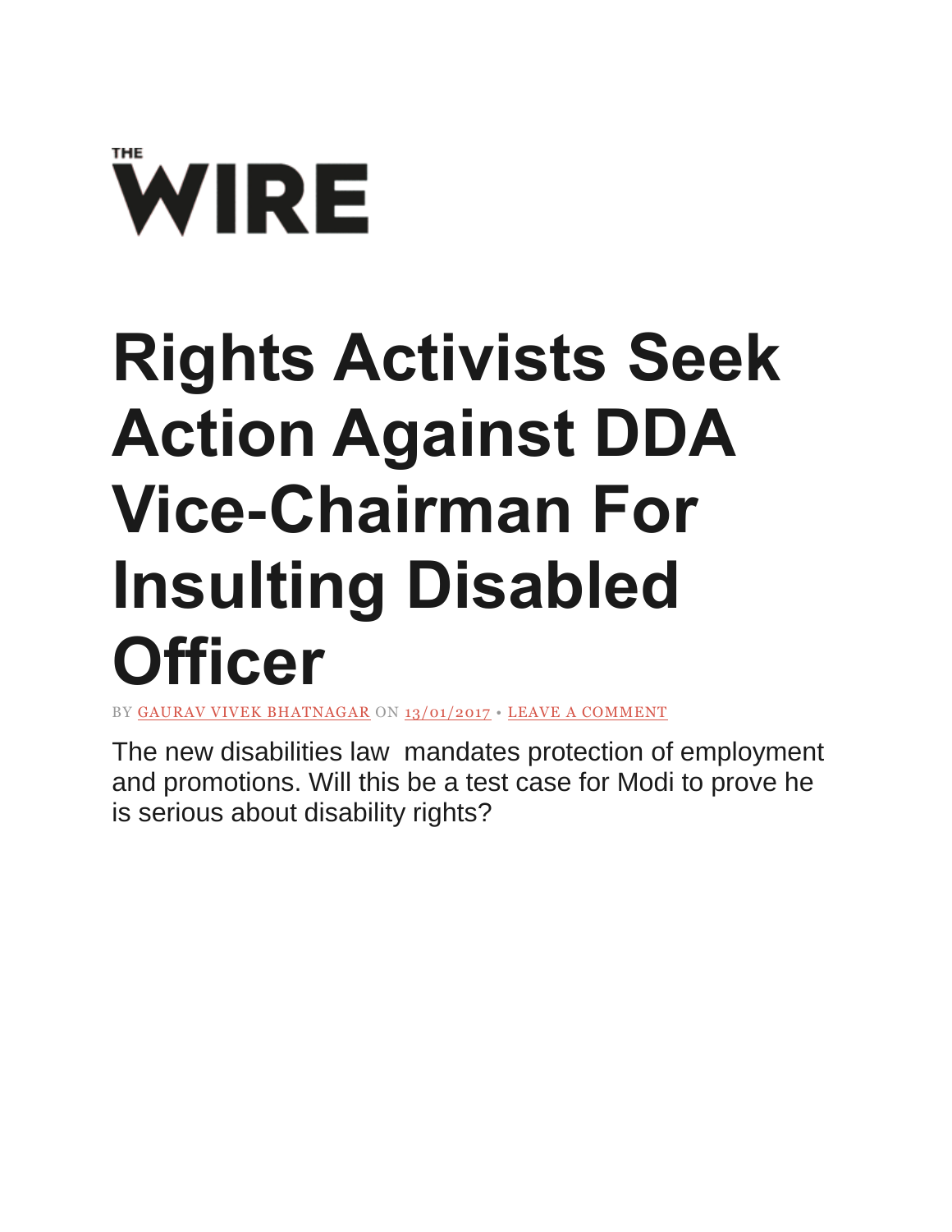THE WIRE

# Rights Activists Seek Action Against DDA Vice-Chairman For Insulting Disabled Officer

BY GAURAV VIVEK BHATNAGAR ON 13/01/2017 • LEAVE A COMMENT

The new disabilities law mandates protection of employment and promotions. Will this be a test case for Modi to prove he is serious about disability rights?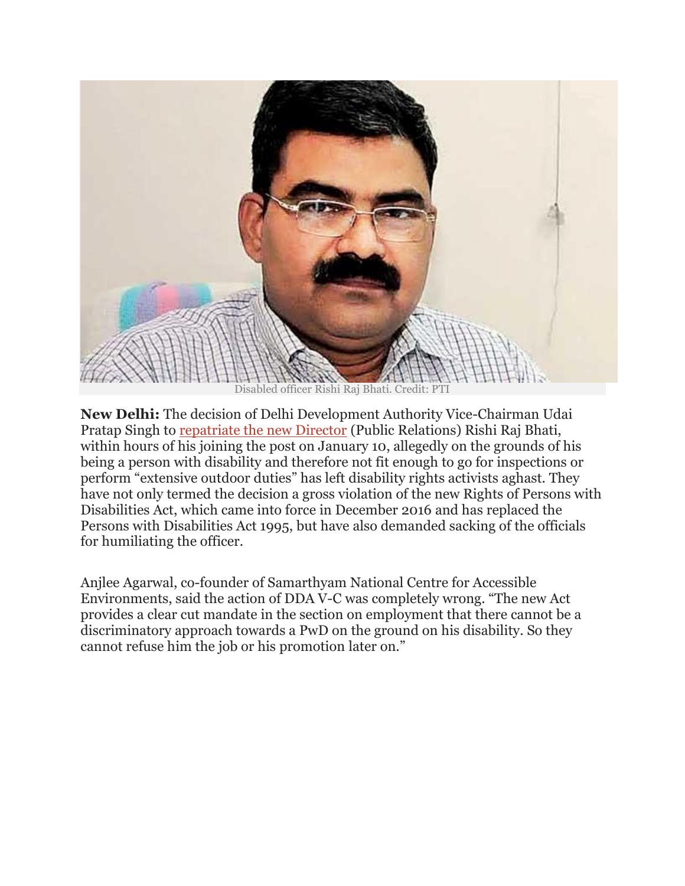Disabled officer Rishi Raj Bhati. Credit: PTI

**New Delhi:** The decision of Delhi Development Authority Vice-Chairman Udai Pratap Singh to repatriate the new Director (Public Relations) Rishi Raj Bhati, within hours of his joining the post on January 10, allegedly on the grounds of his being a person with disability and therefore not fit enough to go for inspections or perform "extensive outdoor duties" has left disability rights activists aghast. They have not only termed the decision a gross violation of the new Rights of Persons with Disabilities Act, which came into force in December 2016 and has replaced the Persons with Disabilities Act 1995, but have also demanded sacking of the officials for humiliating the officer.

Anjlee Agarwal, co-founder of Samarthyam National Centre for Accessible Environments, said the action of DDA V-C was completely wrong. "The new Act provides a clear cut mandate in the section on employment that there cannot be a discriminatory approach towards a PwD on the ground on his disability. So they cannot refuse him the job or his promotion later on."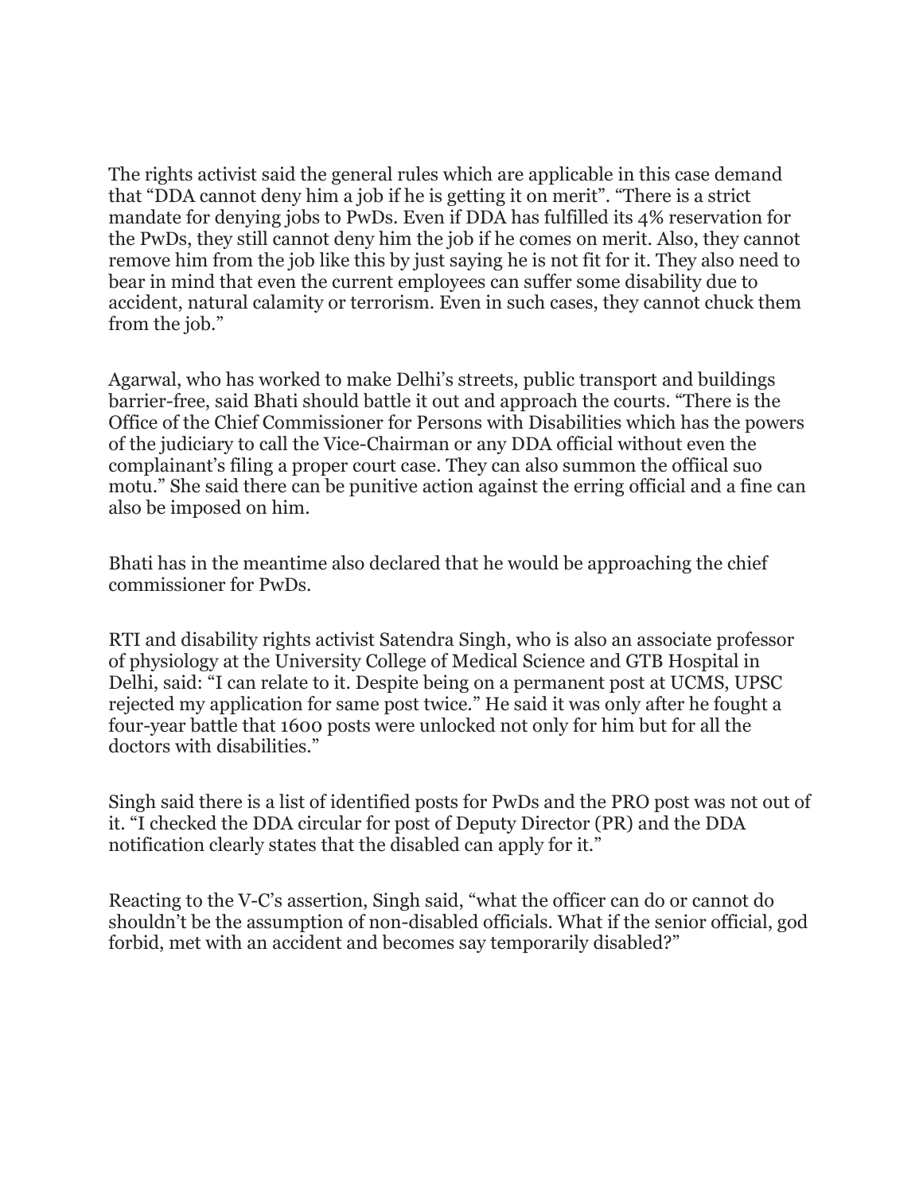The rights activist said the general rules which are applicable in this case demand that "DDA cannot deny him a job if he is getting it on merit". "There is a strict mandate for denying jobs to PwDs. Even if DDA has fulfilled its 4% reservation for the PwDs, they still cannot deny him the job if he comes on merit. Also, they cannot remove him from the job like this by just saying he is not fit for it. They also need to bear in mind that even the current employees can suffer some disability due to accident, natural calamity or terrorism. Even in such cases, they cannot chuck them from the job."

Agarwal, who has worked to make Delhi's streets, public transport and buildings barrier-free, said Bhati should battle it out and approach the courts. "There is the Office of the Chief Commissioner for Persons with Disabilities which has the powers of the judiciary to call the Vice-Chairman or any DDA official without even the complainant's filing a proper court case. They can also summon the offiical suo motu." She said there can be punitive action against the erring official and a fine can also be imposed on him.

Bhati has in the meantime also declared that he would be approaching the chief commissioner for PwDs.

RTI and disability rights activist Satendra Singh, who is also an associate professor of physiology at the University College of Medical Science and GTB Hospital in Delhi, said: "I can relate to it. Despite being on a permanent post at UCMS, UPSC rejected my application for same post twice." He said it was only after he fought a four-year battle that 1600 posts were unlocked not only for him but for all the doctors with disabilities."

Singh said there is a list of identified posts for PwDs and the PRO post was not out of it. "I checked the DDA circular for post of Deputy Director (PR) and the DDA notification clearly states that the disabled can apply for it."

Reacting to the V-C's assertion, Singh said, "what the officer can do or cannot do shouldn't be the assumption of non-disabled officials. What if the senior official, god forbid, met with an accident and becomes say temporarily disabled?"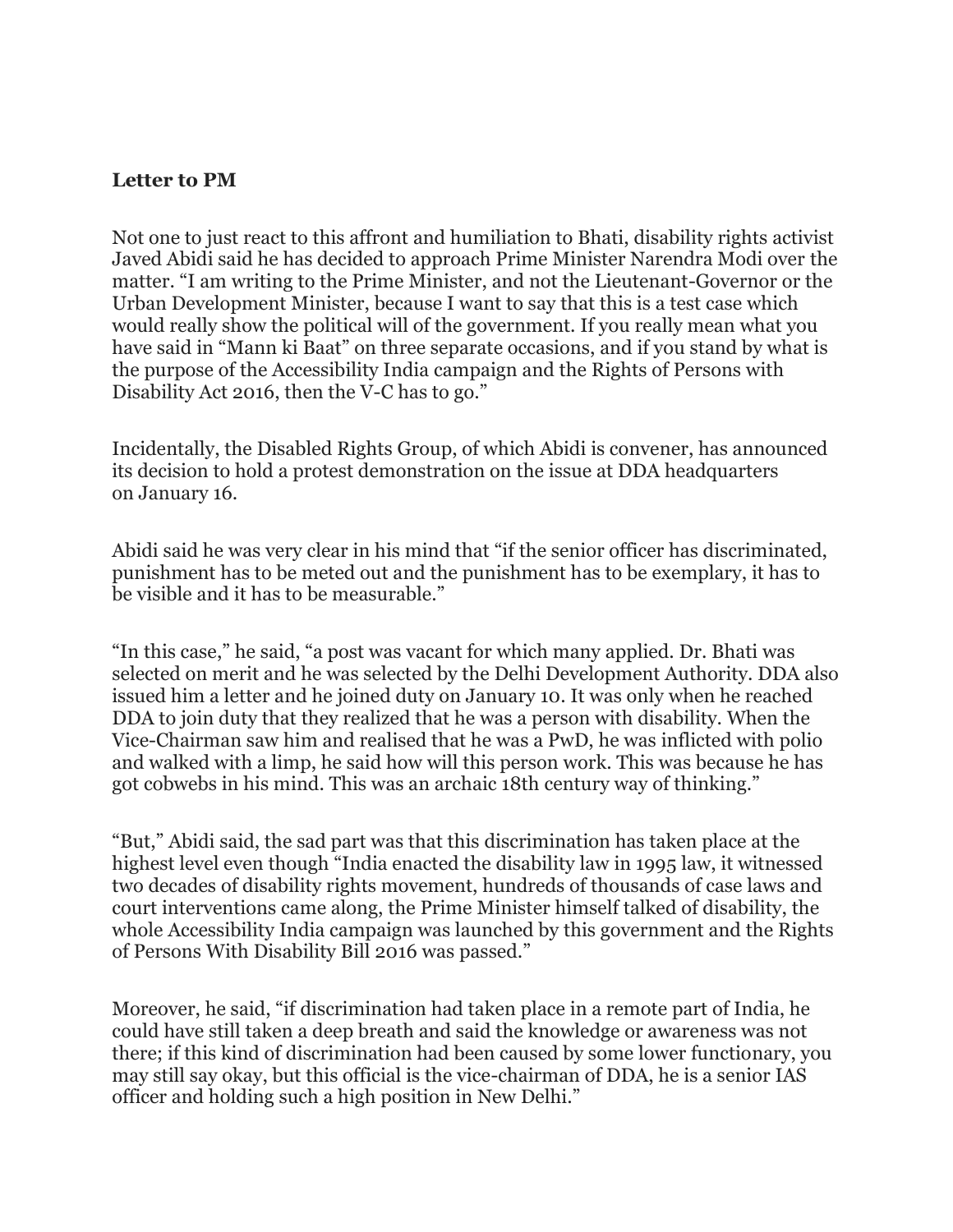## Letter to PM

Not one to just react to this affront and humiliation to Bhati, disability rights activist Javed Abidi said he has decided to approach Prime Minister Narendra Modi over the matter. "I am writing to the Prime Minister, and not the Lieutenant-Governor or the Urban Development Minister, because I want to say that this is a test case which would really show the political will of the government. If you really mean what you have said in "Mann ki Baat" on three separate occasions, and if you stand by what is the purpose of the Accessibility India campaign and the Rights of Persons with Disability Act 2016, then the V-C has to go."

Incidentally, the Disabled Rights Group, of which Abidi is convener, has announced its decision to hold a protest demonstration on the issue at DDA headquarters on January 16.

Abidi said he was very clear in his mind that "if the senior officer has discriminated, punishment has to be meted out and the punishment has to be exemplary, it has to be visible and it has to be measurable."

"In this case," he said, "a post was vacant for which many applied. Dr. Bhati was selected on merit and he was selected by the Delhi Development Authority. DDA also issued him a letter and he joined duty on January 10. It was only when he reached DDA to join duty that they realized that he was a person with disability. When the Vice-Chairman saw him and realised that he was a PwD, he was inflicted with polio and walked with a limp, he said how will this person work. This was because he has got cobwebs in his mind. This was an archaic 18th century way of thinking."

"But," Abidi said, the sad part was that this discrimination has taken place at the highest level even though "India enacted the disability law in 1995 law, it witnessed two decades of disability rights movement, hundreds of thousands of case laws and court interventions came along, the Prime Minister himself talked of disability, the whole Accessibility India campaign was launched by this government and the Rights of Persons With Disability Bill 2016 was passed."

Moreover, he said, "if discrimination had taken place in a remote part of India, he could have still taken a deep breath and said the knowledge or awareness was not there; if this kind of discrimination had been caused by some lower functionary, you may still say okay, but this official is the vice-chairman of DDA, he is a senior IAS officer and holding such a high position in New Delhi."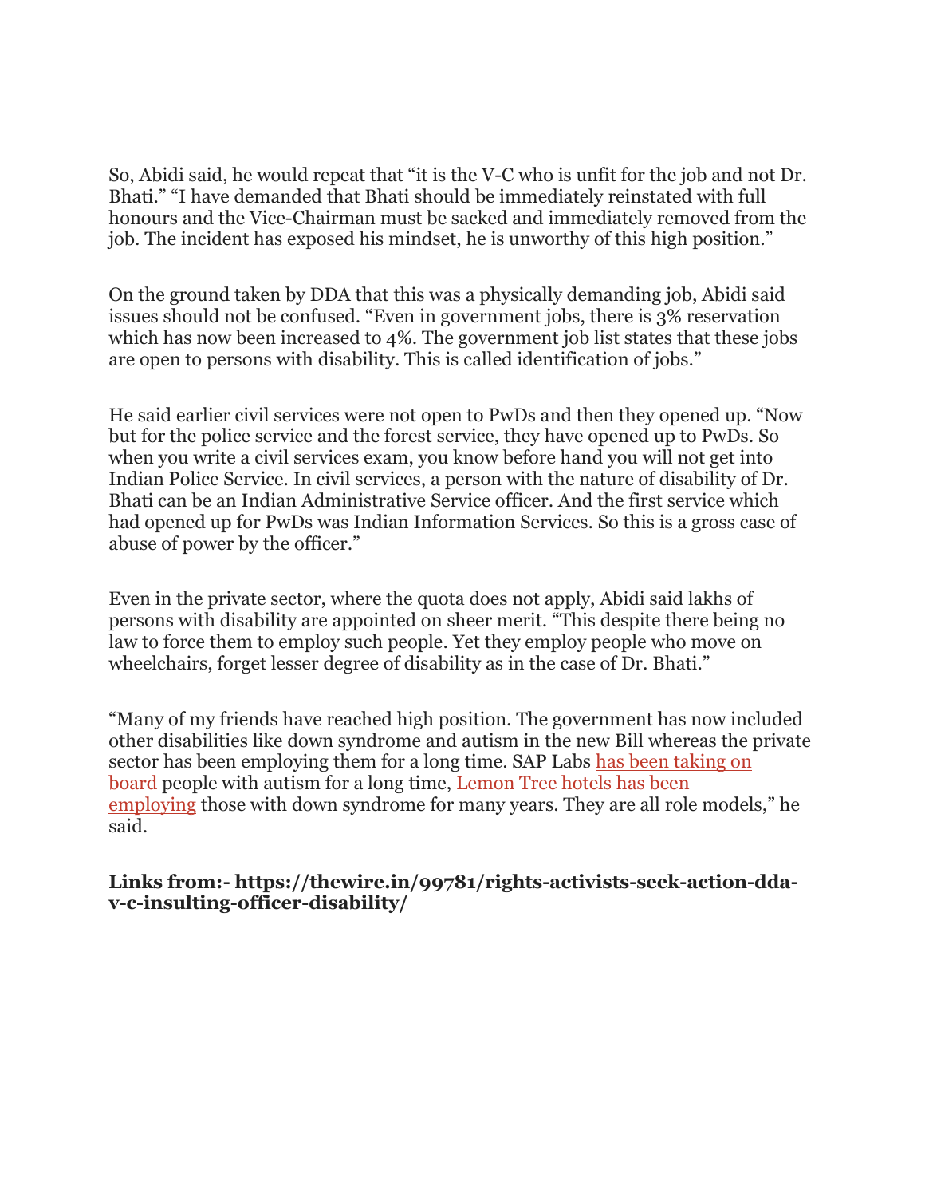So, Abidi said, he would repeat that "it is the V-C who is unfit for the job and not Dr. Bhati." "I have demanded that Bhati should be immediately reinstated with full honours and the Vice-Chairman must be sacked and immediately removed from the job. The incident has exposed his mindset, he is unworthy of this high position."

On the ground taken by DDA that this was a physically demanding job, Abidi said issues should not be confused. "Even in government jobs, there is 3% reservation which has now been increased to 4%. The government job list states that these jobs are open to persons with disability. This is called identification of jobs."

He said earlier civil services were not open to PwDs and then they opened up. "Now but for the police service and the forest service, they have opened up to PwDs. So when you write a civil services exam, you know before hand you will not get into Indian Police Service. In civil services, a person with the nature of disability of Dr. Bhati can be an Indian Administrative Service officer. And the first service which had opened up for PwDs was Indian Information Services. So this is a gross case of abuse of power by the officer."

Even in the private sector, where the quota does not apply, Abidi said lakhs of persons with disability are appointed on sheer merit. "This despite there being no law to force them to employ such people. Yet they employ people who move on wheelchairs, forget lesser degree of disability as in the case of Dr. Bhati."

"Many of my friends have reached high position. The government has now included other disabilities like down syndrome and autism in the new Bill whereas the private sector has been employing them for a long time. SAP Labs has been taking on board people with autism for a long time, Lemon Tree hotels has been employing those with down syndrome for many years. They are all role models," he said.

**Links from:- https://thewire.in/99781/rights-activists-seek-action-dda-v-c-insulting-officer-disability/**